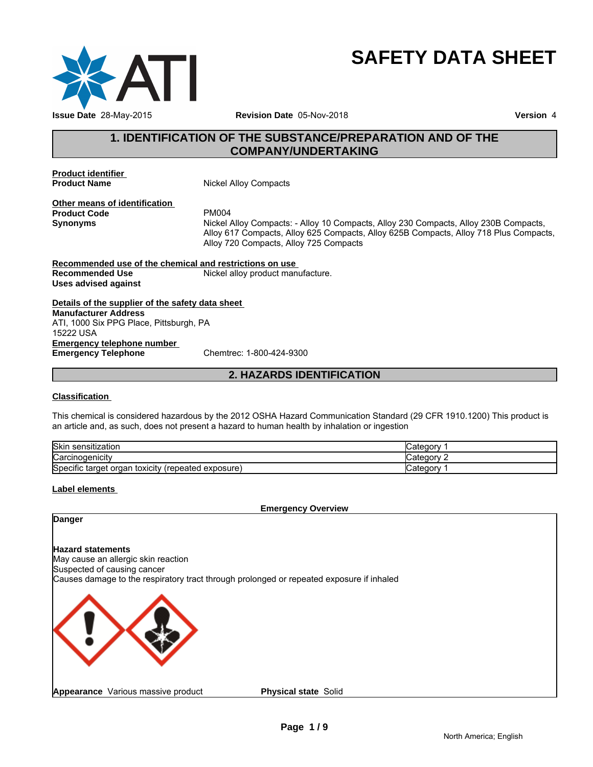# SAFETY DATA SHEET

**Issue Date** 28-May-2015 **Revision Date** 05-Nov-2018 **Version** 4

## 1. IDENTIFICATION OF THE SUBSTANCE/PREPARATION AND OF THE COMPANY/UNDERTAKING

**Product identifier**

**Product Name** Nickel Alloy Compacts

**Other means of identification**

**Product Code** PM004

**Synonyms** Nickel Alloy Compacts: - Alloy 10 Compacts, Alloy 230 Compacts, Alloy 230B Compacts, Alloy 617 Compacts, Alloy 625 Compacts, Alloy 625B Compacts, Alloy 718 Plus Compacts, Alloy 720 Compacts, Alloy 725 Compacts

**Recommended use of the chemical and restrictions on use**

**Recommended Use** Nickel alloy product manufacture.

**Uses advised against**

**Details of the supplier of the safety data sheet**

**Manufacturer Address**
ATI, 1000 Six PPG Place, Pittsburgh, PA
15222 USA

**Emergency telephone number**

**Emergency Telephone** Chemtrec: 1-800-424-9300

## 2. HAZARDS IDENTIFICATION

**Classification**

This chemical is considered hazardous by the 2012 OSHA Hazard Communication Standard (29 CFR 1910.1200) This product is an article and, as such, does not present a hazard to human health by inhalation or ingestion

| | |
|---|---|
| Skin sensitization | Category 1 |
| Carcinogenicity | Category 2 |
| Specific target organ toxicity (repeated exposure) | Category 1 |

**Label elements**

**Emergency Overview**

**Danger**

**Hazard statements**
May cause an allergic skin reaction
Suspected of causing cancer
Causes damage to the respiratory tract through prolonged or repeated exposure if inhaled

**Appearance** Various massive product **Physical state** Solid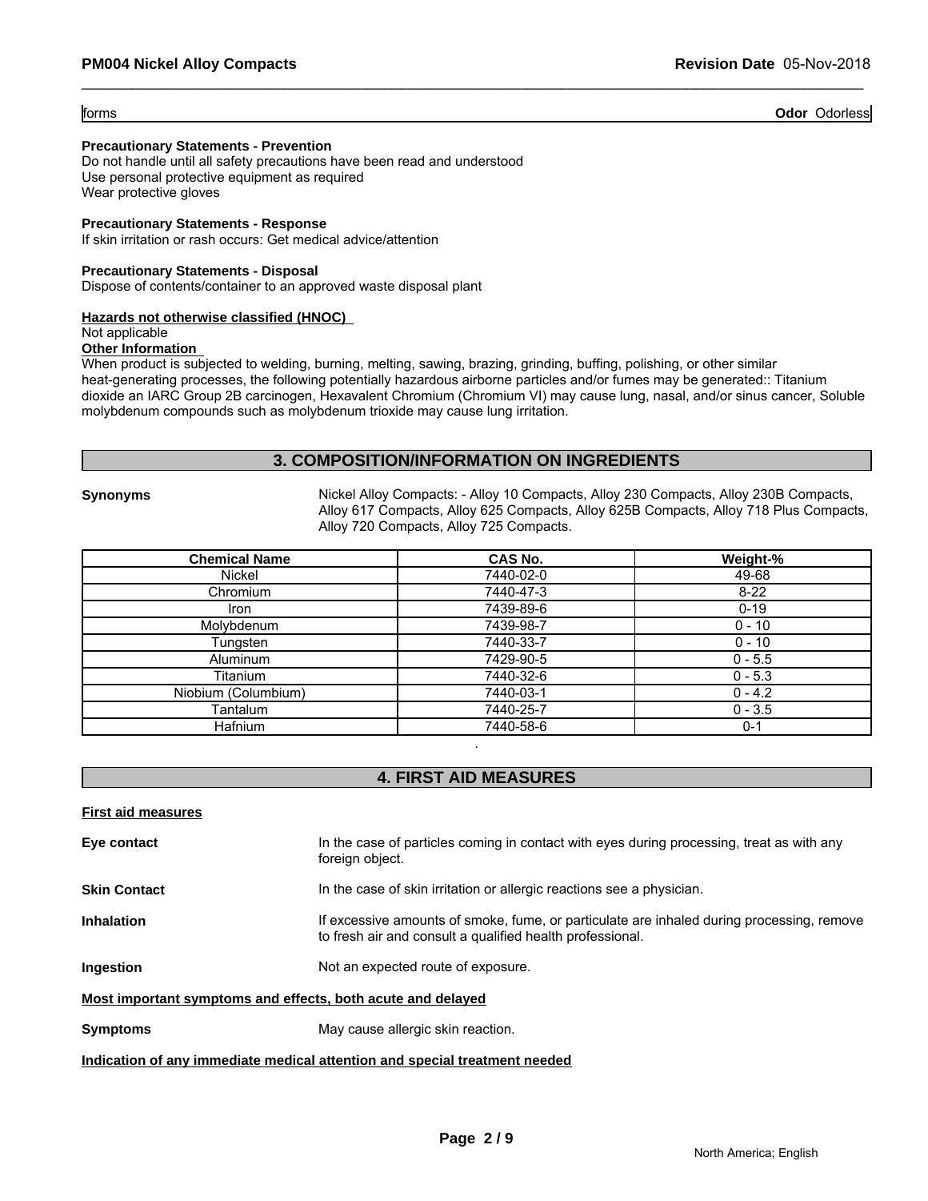forms **Odor** Odorless

**Precautionary Statements - Prevention**
Do not handle until all safety precautions have been read and understood
Use personal protective equipment as required
Wear protective gloves

**Precautionary Statements - Response**
If skin irritation or rash occurs: Get medical advice/attention

**Precautionary Statements - Disposal**
Dispose of contents/container to an approved waste disposal plant

**Hazards not otherwise classified (HNOC)**
Not applicable
**Other Information**
When product is subjected to welding, burning, melting, sawing, brazing, grinding, buffing, polishing, or other similar heat-generating processes, the following potentially hazardous airborne particles and/or fumes may be generated:: Titanium dioxide an IARC Group 2B carcinogen, Hexavalent Chromium (Chromium VI) may cause lung, nasal, and/or sinus cancer, Soluble molybdenum compounds such as molybdenum trioxide may cause lung irritation.

## 3. COMPOSITION/INFORMATION ON INGREDIENTS

**Synonyms** Nickel Alloy Compacts: - Alloy 10 Compacts, Alloy 230 Compacts, Alloy 230B Compacts, Alloy 617 Compacts, Alloy 625 Compacts, Alloy 625B Compacts, Alloy 718 Plus Compacts, Alloy 720 Compacts, Alloy 725 Compacts.

| Chemical Name | CAS No. | Weight-% |
|---|---|---|
| Nickel | 7440-02-0 | 49-68 |
| Chromium | 7440-47-3 | 8-22 |
| Iron | 7439-89-6 | 0-19 |
| Molybdenum | 7439-98-7 | 0 - 10 |
| Tungsten | 7440-33-7 | 0 - 10 |
| Aluminum | 7429-90-5 | 0 - 5.5 |
| Titanium | 7440-32-6 | 0 - 5.3 |
| Niobium (Columbium) | 7440-03-1 | 0 - 4.2 |
| Tantalum | 7440-25-7 | 0 - 3.5 |
| Hafnium | 7440-58-6 | 0-1 |

.

## 4. FIRST AID MEASURES

**First aid measures**

**Eye contact** In the case of particles coming in contact with eyes during processing, treat as with any foreign object.

**Skin Contact** In the case of skin irritation or allergic reactions see a physician.

**Inhalation** If excessive amounts of smoke, fume, or particulate are inhaled during processing, remove to fresh air and consult a qualified health professional.

**Ingestion** Not an expected route of exposure.

**Most important symptoms and effects, both acute and delayed**

**Symptoms** May cause allergic skin reaction.

**Indication of any immediate medical attention and special treatment needed**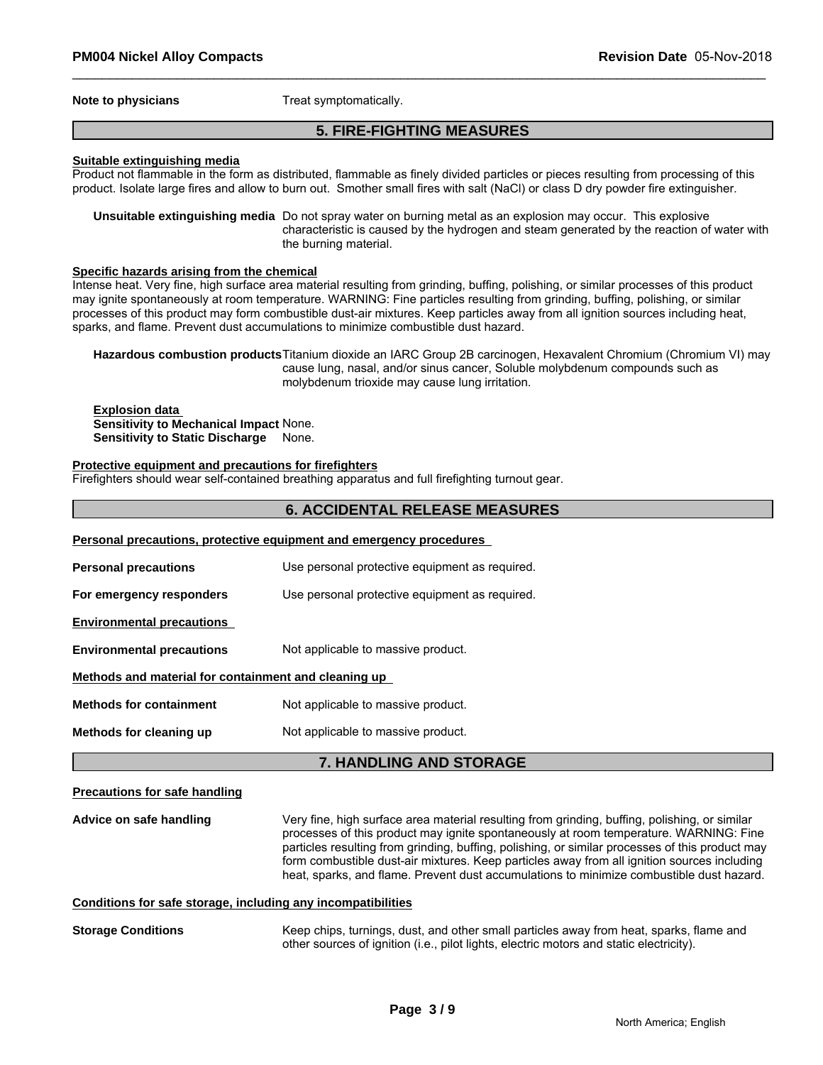**Note to physicians** Treat symptomatically.

## 5. FIRE-FIGHTING MEASURES

**Suitable extinguishing media**

Product not flammable in the form as distributed, flammable as finely divided particles or pieces resulting from processing of this product. Isolate large fires and allow to burn out. Smother small fires with salt (NaCl) or class D dry powder fire extinguisher.

**Unsuitable extinguishing media** Do not spray water on burning metal as an explosion may occur. This explosive characteristic is caused by the hydrogen and steam generated by the reaction of water with the burning material.

**Specific hazards arising from the chemical**

Intense heat. Very fine, high surface area material resulting from grinding, buffing, polishing, or similar processes of this product may ignite spontaneously at room temperature. WARNING: Fine particles resulting from grinding, buffing, polishing, or similar processes of this product may form combustible dust-air mixtures. Keep particles away from all ignition sources including heat, sparks, and flame. Prevent dust accumulations to minimize combustible dust hazard.

**Hazardous combustion products** Titanium dioxide an IARC Group 2B carcinogen, Hexavalent Chromium (Chromium VI) may cause lung, nasal, and/or sinus cancer, Soluble molybdenum compounds such as molybdenum trioxide may cause lung irritation.

**Explosion data**
**Sensitivity to Mechanical Impact** None.
**Sensitivity to Static Discharge** None.

**Protective equipment and precautions for firefighters**

Firefighters should wear self-contained breathing apparatus and full firefighting turnout gear.

## 6. ACCIDENTAL RELEASE MEASURES

**Personal precautions, protective equipment and emergency procedures**

**Personal precautions** Use personal protective equipment as required.

**For emergency responders** Use personal protective equipment as required.

**Environmental precautions**

**Environmental precautions** Not applicable to massive product.

**Methods and material for containment and cleaning up**

**Methods for containment** Not applicable to massive product.

**Methods for cleaning up** Not applicable to massive product.

## 7. HANDLING AND STORAGE

**Precautions for safe handling**

**Advice on safe handling** Very fine, high surface area material resulting from grinding, buffing, polishing, or similar processes of this product may ignite spontaneously at room temperature. WARNING: Fine particles resulting from grinding, buffing, polishing, or similar processes of this product may form combustible dust-air mixtures. Keep particles away from all ignition sources including heat, sparks, and flame. Prevent dust accumulations to minimize combustible dust hazard.

**Conditions for safe storage, including any incompatibilities**

**Storage Conditions** Keep chips, turnings, dust, and other small particles away from heat, sparks, flame and other sources of ignition (i.e., pilot lights, electric motors and static electricity).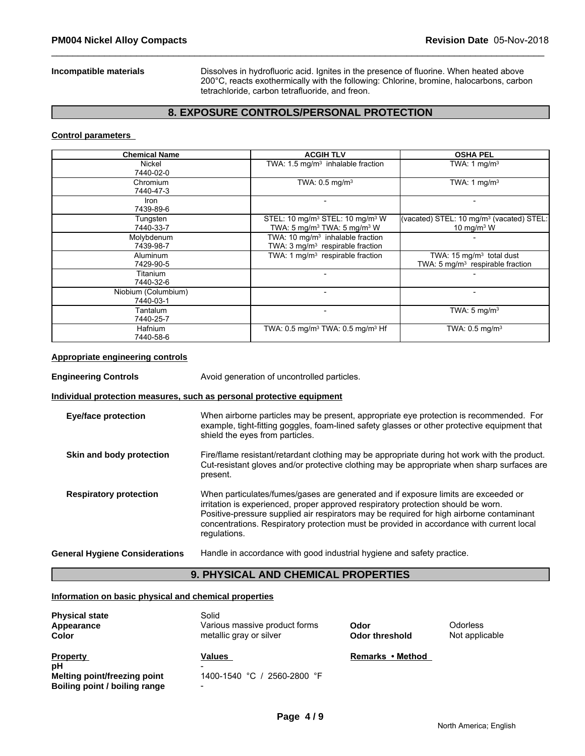**Incompatible materials** Dissolves in hydrofluoric acid. Ignites in the presence of fluorine. When heated above 200°C, reacts exothermically with the following: Chlorine, bromine, halocarbons, carbon tetrachloride, carbon tetrafluoride, and freon.

## 8. EXPOSURE CONTROLS/PERSONAL PROTECTION

**Control parameters**

| Chemical Name | ACGIH TLV | OSHA PEL |
|---|---|---|
| Nickel<br>7440-02-0 | TWA: 1.5 mg/m³ inhalable fraction | TWA: 1 mg/m³ |
| Chromium<br>7440-47-3 | TWA: 0.5 mg/m³ | TWA: 1 mg/m³ |
| Iron<br>7439-89-6 | - | - |
| Tungsten<br>7440-33-7 | STEL: 10 mg/m³ STEL: 10 mg/m³ W<br>TWA: 5 mg/m³ TWA: 5 mg/m³ W | (vacated) STEL: 10 mg/m³ (vacated) STEL: 10 mg/m³ W |
| Molybdenum<br>7439-98-7 | TWA: 10 mg/m³ inhalable fraction<br>TWA: 3 mg/m³ respirable fraction | - |
| Aluminum<br>7429-90-5 | TWA: 1 mg/m³ respirable fraction | TWA: 15 mg/m³ total dust<br>TWA: 5 mg/m³ respirable fraction |
| Titanium<br>7440-32-6 | - | - |
| Niobium (Columbium)<br>7440-03-1 | - | - |
| Tantalum<br>7440-25-7 | - | TWA: 5 mg/m³ |
| Hafnium<br>7440-58-6 | TWA: 0.5 mg/m³ TWA: 0.5 mg/m³ Hf | TWA: 0.5 mg/m³ |

**Appropriate engineering controls**

**Engineering Controls** Avoid generation of uncontrolled particles.

**Individual protection measures, such as personal protective equipment**

**Eye/face protection** When airborne particles may be present, appropriate eye protection is recommended. For example, tight-fitting goggles, foam-lined safety glasses or other protective equipment that shield the eyes from particles.

**Skin and body protection** Fire/flame resistant/retardant clothing may be appropriate during hot work with the product. Cut-resistant gloves and/or protective clothing may be appropriate when sharp surfaces are present.

**Respiratory protection** When particulates/fumes/gases are generated and if exposure limits are exceeded or irritation is experienced, proper approved respiratory protection should be worn. Positive-pressure supplied air respirators may be required for high airborne contaminant concentrations. Respiratory protection must be provided in accordance with current local regulations.

**General Hygiene Considerations** Handle in accordance with good industrial hygiene and safety practice.

## 9. PHYSICAL AND CHEMICAL PROPERTIES

**Information on basic physical and chemical properties**

**Physical state** Solid
**Appearance** Various massive product forms
**Color** metallic gray or silver
**Odor** Odorless
**Odor threshold** Not applicable

| Property | Values | Remarks • Method |
|---|---|---|
| pH | - | |
| Melting point/freezing point | 1400-1540 °C / 2560-2800 °F | |
| Boiling point / boiling range | - | |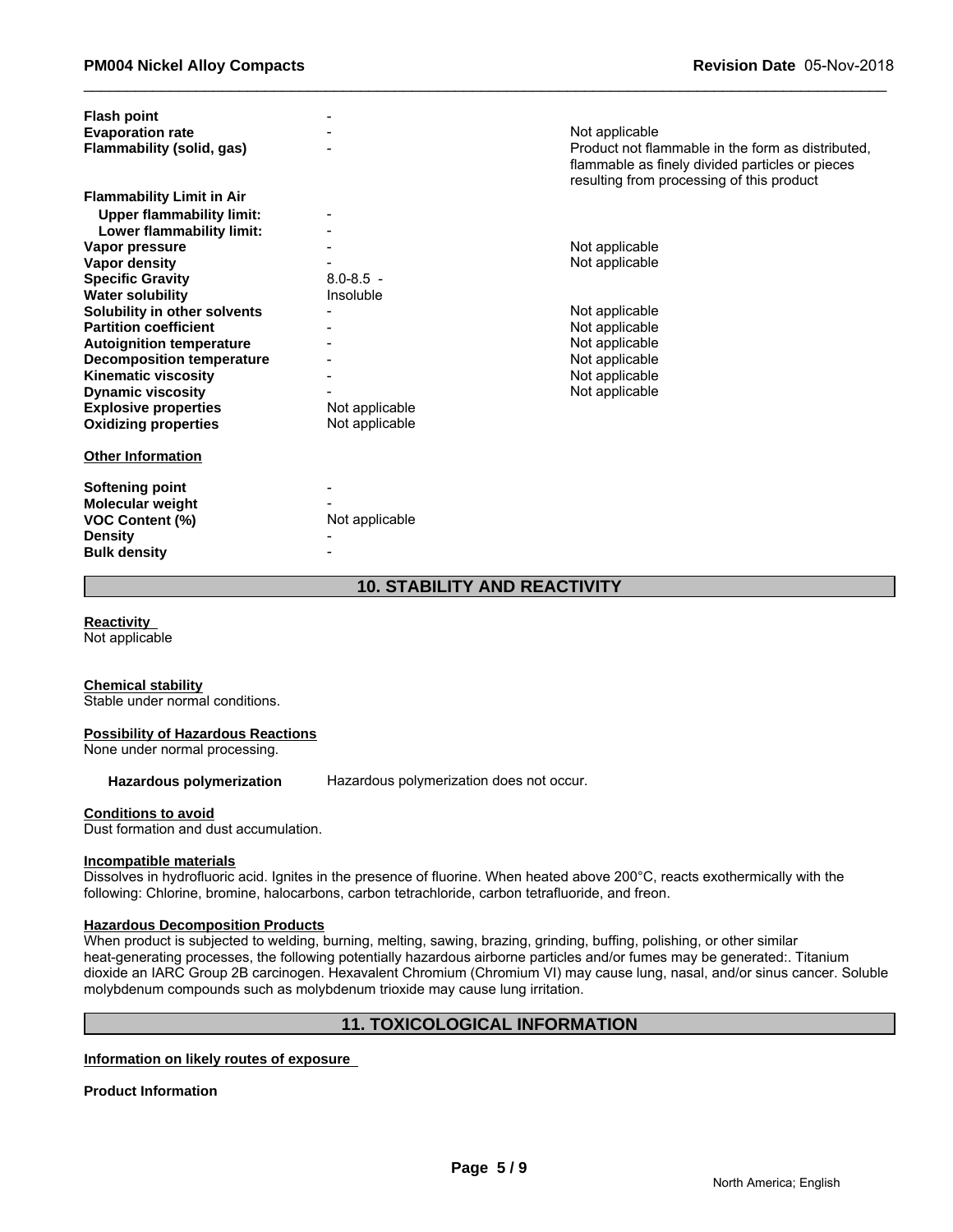| Property | Values | Remarks |
|---|---|---|
| **Flash point** | - | |
| **Evaporation rate** | - | Not applicable |
| **Flammability (solid, gas)** | - | Product not flammable in the form as distributed, flammable as finely divided particles or pieces resulting from processing of this product |
| **Flammability Limit in Air** | | |
| **Upper flammability limit:** | - | |
| **Lower flammability limit:** | - | |
| **Vapor pressure** | - | Not applicable |
| **Vapor density** | - | Not applicable |
| **Specific Gravity** | 8.0-8.5 - | |
| **Water solubility** | Insoluble | |
| **Solubility in other solvents** | - | Not applicable |
| **Partition coefficient** | - | Not applicable |
| **Autoignition temperature** | - | Not applicable |
| **Decomposition temperature** | - | Not applicable |
| **Kinematic viscosity** | - | Not applicable |
| **Dynamic viscosity** | - | Not applicable |
| **Explosive properties** | Not applicable | |
| **Oxidizing properties** | Not applicable | |

**Other Information**

| Property | Values |
|---|---|
| **Softening point** | - |
| **Molecular weight** | - |
| **VOC Content (%)** | Not applicable |
| **Density** | - |
| **Bulk density** | - |

## 10. STABILITY AND REACTIVITY

**Reactivity**
Not applicable

**Chemical stability**
Stable under normal conditions.

**Possibility of Hazardous Reactions**
None under normal processing.

**Hazardous polymerization** Hazardous polymerization does not occur.

**Conditions to avoid**
Dust formation and dust accumulation.

**Incompatible materials**
Dissolves in hydrofluoric acid. Ignites in the presence of fluorine. When heated above 200°C, reacts exothermically with the following: Chlorine, bromine, halocarbons, carbon tetrachloride, carbon tetrafluoride, and freon.

**Hazardous Decomposition Products**
When product is subjected to welding, burning, melting, sawing, brazing, grinding, buffing, polishing, or other similar heat-generating processes, the following potentially hazardous airborne particles and/or fumes may be generated:. Titanium dioxide an IARC Group 2B carcinogen. Hexavalent Chromium (Chromium VI) may cause lung, nasal, and/or sinus cancer. Soluble molybdenum compounds such as molybdenum trioxide may cause lung irritation.

## 11. TOXICOLOGICAL INFORMATION

**Information on likely routes of exposure**

**Product Information**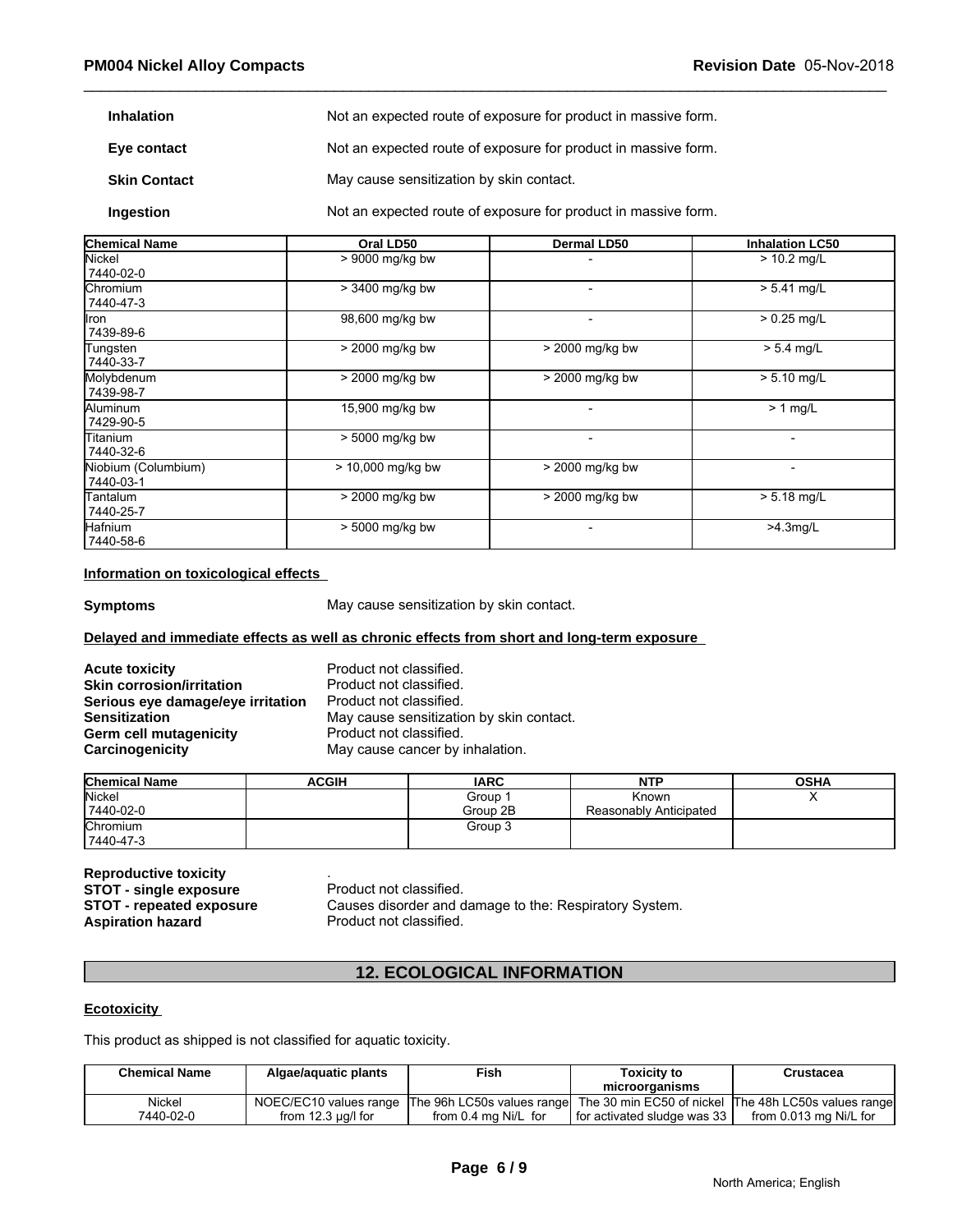| | |
|---|---|
| **Inhalation** | Not an expected route of exposure for product in massive form. |
| **Eye contact** | Not an expected route of exposure for product in massive form. |
| **Skin Contact** | May cause sensitization by skin contact. |
| **Ingestion** | Not an expected route of exposure for product in massive form. |

| Chemical Name | Oral LD50 | Dermal LD50 | Inhalation LC50 |
|---|---|---|---|
| Nickel 7440-02-0 | > 9000 mg/kg bw | - | > 10.2 mg/L |
| Chromium 7440-47-3 | > 3400 mg/kg bw | - | > 5.41 mg/L |
| Iron 7439-89-6 | 98,600 mg/kg bw | - | > 0.25 mg/L |
| Tungsten 7440-33-7 | > 2000 mg/kg bw | > 2000 mg/kg bw | > 5.4 mg/L |
| Molybdenum 7439-98-7 | > 2000 mg/kg bw | > 2000 mg/kg bw | > 5.10 mg/L |
| Aluminum 7429-90-5 | 15,900 mg/kg bw | - | > 1 mg/L |
| Titanium 7440-32-6 | > 5000 mg/kg bw | - | - |
| Niobium (Columbium) 7440-03-1 | > 10,000 mg/kg bw | > 2000 mg/kg bw | - |
| Tantalum 7440-25-7 | > 2000 mg/kg bw | > 2000 mg/kg bw | > 5.18 mg/L |
| Hafnium 7440-58-6 | > 5000 mg/kg bw | - | >4.3mg/L |

**Information on toxicological effects**

**Symptoms** May cause sensitization by skin contact.

**Delayed and immediate effects as well as chronic effects from short and long-term exposure**

| | |
|---|---|
| **Acute toxicity** | Product not classified. |
| **Skin corrosion/irritation** | Product not classified. |
| **Serious eye damage/eye irritation** | Product not classified. |
| **Sensitization** | May cause sensitization by skin contact. |
| **Germ cell mutagenicity** | Product not classified. |
| **Carcinogenicity** | May cause cancer by inhalation. |

| Chemical Name | ACGIH | IARC | NTP | OSHA |
|---|---|---|---|---|
| Nickel 7440-02-0 | | Group 1 Group 2B | Known Reasonably Anticipated | X |
| Chromium 7440-47-3 | | Group 3 | | |

| | |
|---|---|
| **Reproductive toxicity** | . |
| **STOT - single exposure** | Product not classified. |
| **STOT - repeated exposure** | Causes disorder and damage to the: Respiratory System. |
| **Aspiration hazard** | Product not classified. |

## 12. ECOLOGICAL INFORMATION

**Ecotoxicity**

This product as shipped is not classified for aquatic toxicity.

| Chemical Name | Algae/aquatic plants | Fish | Toxicity to microorganisms | Crustacea |
|---|---|---|---|---|
| Nickel 7440-02-0 | NOEC/EC10 values range from 12.3 µg/l for | The 96h LC50s values range from 0.4 mg Ni/L for | The 30 min EC50 of nickel for activated sludge was 33 | The 48h LC50s values range from 0.013 mg Ni/L for |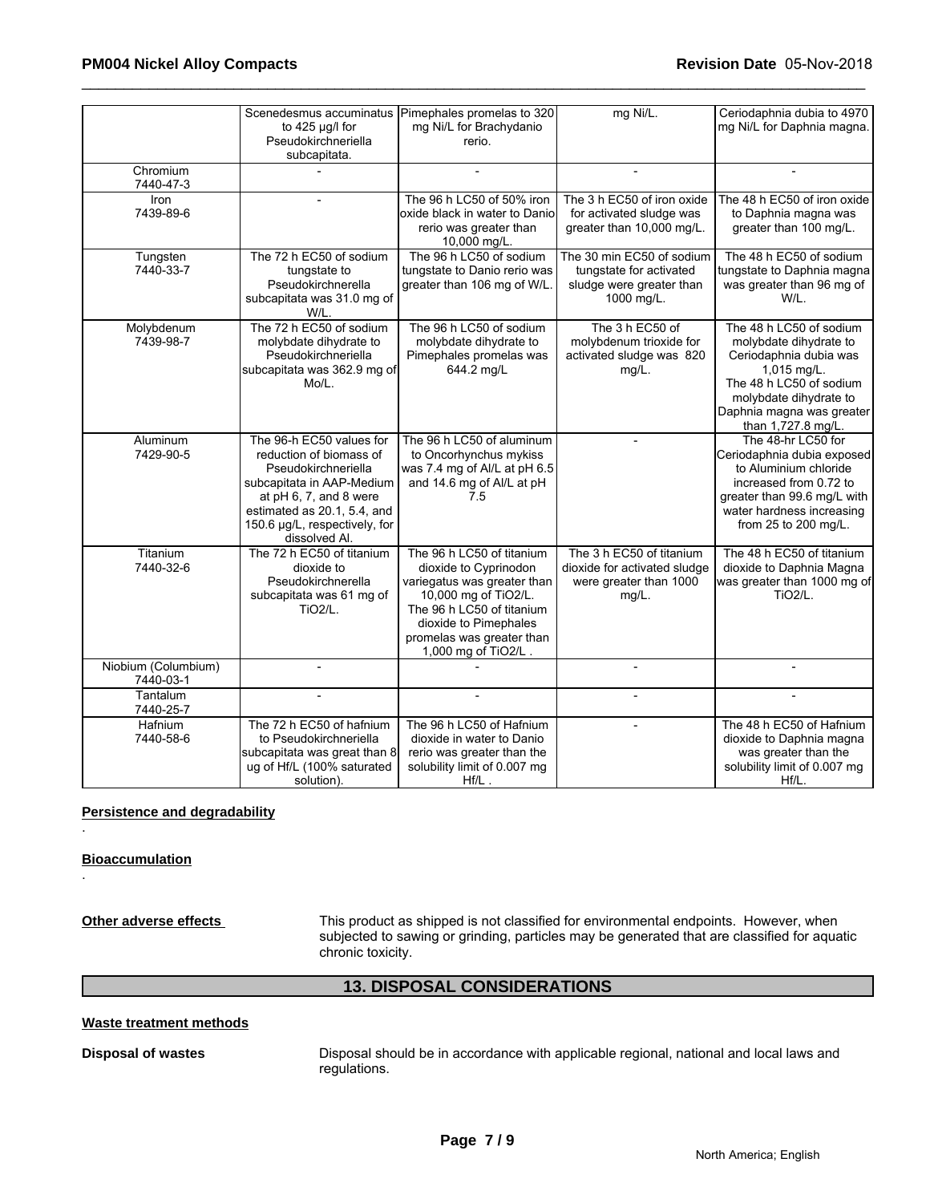| | Scenedesmus accuminatus to 425 µg/l for Pseudokirchneriella subcapitata. | Pimephales promelas to 320 mg Ni/L for Brachydanio rerio. | mg Ni/L. | Ceriodaphnia dubia to 4970 mg Ni/L for Daphnia magna. |
|---|---|---|---|---|
| Chromium 7440-47-3 | - | - | - | - |
| Iron 7439-89-6 | - | The 96 h LC50 of 50% iron oxide black in water to Danio rerio was greater than 10,000 mg/L. | The 3 h EC50 of iron oxide for activated sludge was greater than 10,000 mg/L. | The 48 h EC50 of iron oxide to Daphnia magna was greater than 100 mg/L. |
| Tungsten 7440-33-7 | The 72 h EC50 of sodium tungstate to Pseudokirchnerella subcapitata was 31.0 mg of W/L. | The 96 h LC50 of sodium tungstate to Danio rerio was greater than 106 mg of W/L. | The 30 min EC50 of sodium tungstate for activated sludge were greater than 1000 mg/L. | The 48 h EC50 of sodium tungstate to Daphnia magna was greater than 96 mg of W/L. |
| Molybdenum 7439-98-7 | The 72 h EC50 of sodium molybdate dihydrate to Pseudokirchneriella subcapitata was 362.9 mg of Mo/L. | The 96 h LC50 of sodium molybdate dihydrate to Pimephales promelas was 644.2 mg/L | The 3 h EC50 of molybdenum trioxide for activated sludge was 820 mg/L. | The 48 h LC50 of sodium molybdate dihydrate to Ceriodaphnia dubia was 1,015 mg/L. The 48 h LC50 of sodium molybdate dihydrate to Daphnia magna was greater than 1,727.8 mg/L. |
| Aluminum 7429-90-5 | The 96-h EC50 values for reduction of biomass of Pseudokirchneriella subcapitata in AAP-Medium at pH 6, 7, and 8 were estimated as 20.1, 5.4, and 150.6 µg/L, respectively, for dissolved Al. | The 96 h LC50 of aluminum to Oncorhynchus mykiss was 7.4 mg of Al/L at pH 6.5 and 14.6 mg of Al/L at pH 7.5 | - | The 48-hr LC50 for Ceriodaphnia dubia exposed to Aluminium chloride increased from 0.72 to greater than 99.6 mg/L with water hardness increasing from 25 to 200 mg/L. |
| Titanium 7440-32-6 | The 72 h EC50 of titanium dioxide to Pseudokirchnerella subcapitata was 61 mg of $TiO_2$/L. | The 96 h LC50 of titanium dioxide to Cyprinodon variegatus was greater than 10,000 mg of $TiO_2$/L. The 96 h LC50 of titanium dioxide to Pimephales promelas was greater than 1,000 mg of $TiO_2$/L . | The 3 h EC50 of titanium dioxide for activated sludge were greater than 1000 mg/L. | The 48 h EC50 of titanium dioxide to Daphnia Magna was greater than 1000 mg of $TiO_2$/L. |
| Niobium (Columbium) 7440-03-1 | - | - | - | - |
| Tantalum 7440-25-7 | - | - | - | - |
| Hafnium 7440-58-6 | The 72 h EC50 of hafnium to Pseudokirchneriella subcapitata was great than 8 ug of Hf/L (100% saturated solution). | The 96 h LC50 of Hafnium dioxide in water to Danio rerio was greater than the solubility limit of 0.007 mg Hf/L . | - | The 48 h EC50 of Hafnium dioxide to Daphnia magna was greater than the solubility limit of 0.007 mg Hf/L. |

**Persistence and degradability**

.

**Bioaccumulation**

.

**Other adverse effects** This product as shipped is not classified for environmental endpoints. However, when subjected to sawing or grinding, particles may be generated that are classified for aquatic chronic toxicity.

## 13. DISPOSAL CONSIDERATIONS

**Waste treatment methods**

**Disposal of wastes** Disposal should be in accordance with applicable regional, national and local laws and regulations.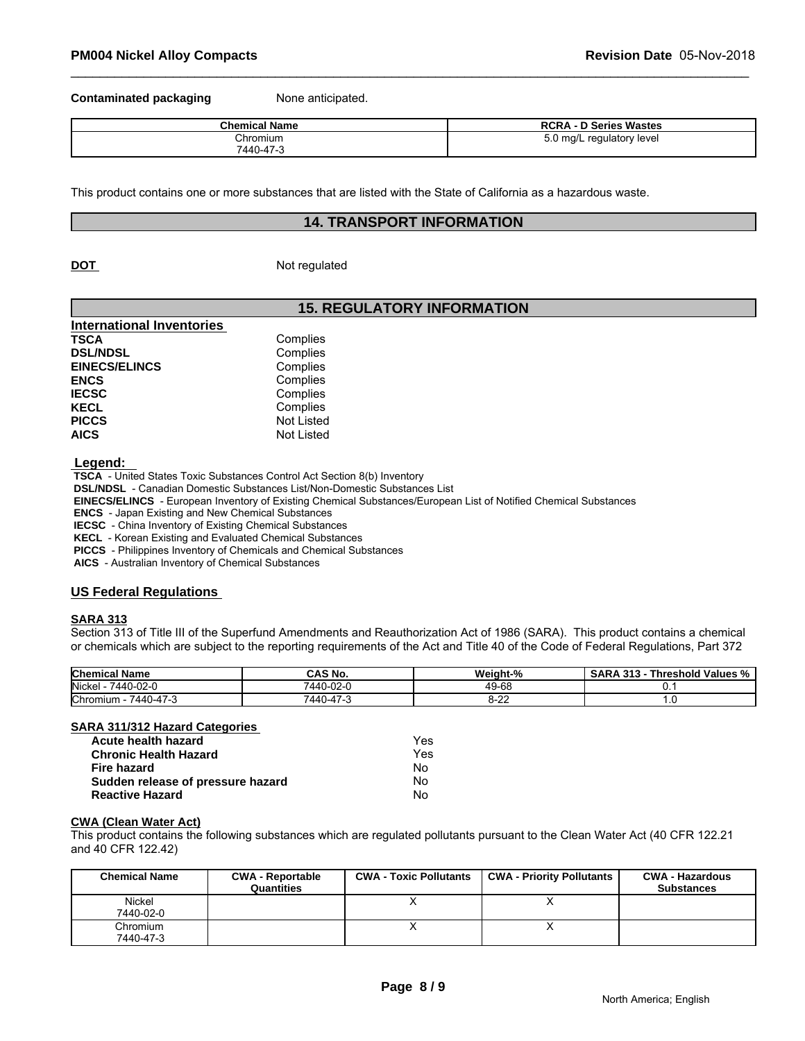**Contaminated packaging** None anticipated.

| Chemical Name | RCRA - D Series Wastes |
|---|---|
| Chromium 7440-47-3 | 5.0 mg/L regulatory level |

This product contains one or more substances that are listed with the State of California as a hazardous waste.

## 14. TRANSPORT INFORMATION

**DOT** Not regulated

## 15. REGULATORY INFORMATION

**International Inventories**

| | |
|---|---|
| **TSCA** | Complies |
| **DSL/NDSL** | Complies |
| **EINECS/ELINCS** | Complies |
| **ENCS** | Complies |
| **IECSC** | Complies |
| **KECL** | Complies |
| **PICCS** | Not Listed |
| **AICS** | Not Listed |

**Legend:**

**TSCA** - United States Toxic Substances Control Act Section 8(b) Inventory
**DSL/NDSL** - Canadian Domestic Substances List/Non-Domestic Substances List
**EINECS/ELINCS** - European Inventory of Existing Chemical Substances/European List of Notified Chemical Substances
**ENCS** - Japan Existing and New Chemical Substances
**IECSC** - China Inventory of Existing Chemical Substances
**KECL** - Korean Existing and Evaluated Chemical Substances
**PICCS** - Philippines Inventory of Chemicals and Chemical Substances
**AICS** - Australian Inventory of Chemical Substances

### US Federal Regulations

**SARA 313**

Section 313 of Title III of the Superfund Amendments and Reauthorization Act of 1986 (SARA). This product contains a chemical or chemicals which are subject to the reporting requirements of the Act and Title 40 of the Code of Federal Regulations, Part 372

| Chemical Name | CAS No. | Weight-% | SARA 313 - Threshold Values % |
|---|---|---|---|
| Nickel - 7440-02-0 | 7440-02-0 | 49-68 | 0.1 |
| Chromium - 7440-47-3 | 7440-47-3 | 8-22 | 1.0 |

**SARA 311/312 Hazard Categories**

| | |
|---|---|
| **Acute health hazard** | Yes |
| **Chronic Health Hazard** | Yes |
| **Fire hazard** | No |
| **Sudden release of pressure hazard** | No |
| **Reactive Hazard** | No |

**CWA (Clean Water Act)**

This product contains the following substances which are regulated pollutants pursuant to the Clean Water Act (40 CFR 122.21 and 40 CFR 122.42)

| Chemical Name | CWA - Reportable Quantities | CWA - Toxic Pollutants | CWA - Priority Pollutants | CWA - Hazardous Substances |
|---|---|---|---|---|
| Nickel 7440-02-0 | | X | X | |
| Chromium 7440-47-3 | | X | X | |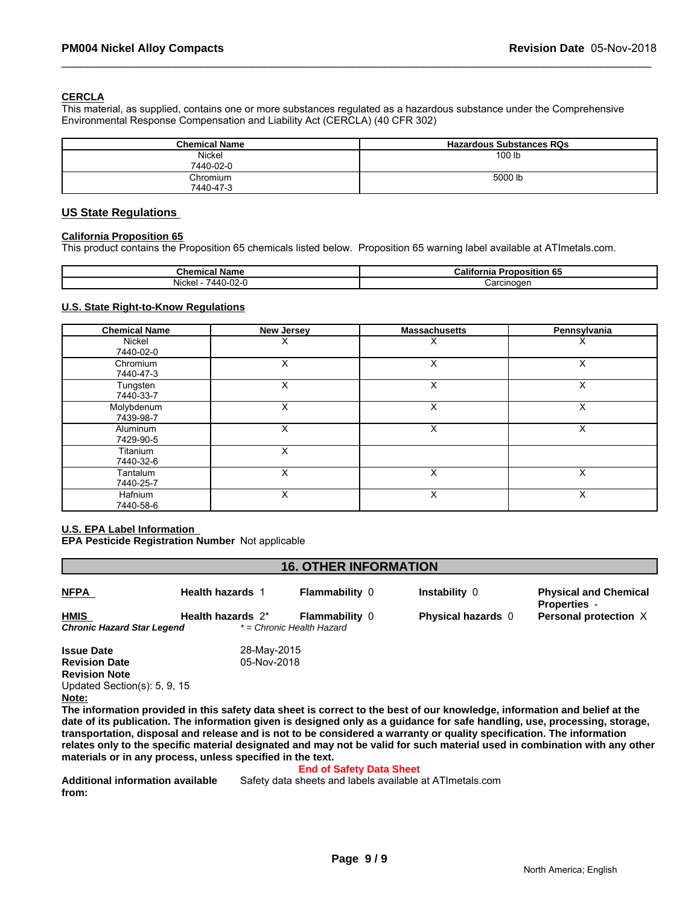### CERCLA

This material, as supplied, contains one or more substances regulated as a hazardous substance under the Comprehensive Environmental Response Compensation and Liability Act (CERCLA) (40 CFR 302)

| Chemical Name | Hazardous Substances RQs |
|---|---|
| Nickel 7440-02-0 | 100 lb |
| Chromium 7440-47-3 | 5000 lb |

## US State Regulations

### California Proposition 65

This product contains the Proposition 65 chemicals listed below. Proposition 65 warning label available at ATImetals.com.

| Chemical Name | California Proposition 65 |
|---|---|
| Nickel - 7440-02-0 | Carcinogen |

### U.S. State Right-to-Know Regulations

| Chemical Name | New Jersey | Massachusetts | Pennsylvania |
|---|---|---|---|
| Nickel 7440-02-0 | X | X | X |
| Chromium 7440-47-3 | X | X | X |
| Tungsten 7440-33-7 | X | X | X |
| Molybdenum 7439-98-7 | X | X | X |
| Aluminum 7429-90-5 | X | X | X |
| Titanium 7440-32-6 | X | | |
| Tantalum 7440-25-7 | X | X | X |
| Hafnium 7440-58-6 | X | X | X |

### U.S. EPA Label Information

**EPA Pesticide Registration Number** Not applicable

## 16. OTHER INFORMATION

| | | | | |
|---|---|---|---|---|
| **NFPA** | **Health hazards** 1 | **Flammability** 0 | **Instability** 0 | **Physical and Chemical Properties** - |
| **HMIS** | **Health hazards** 2* | **Flammability** 0 | **Physical hazards** 0 | **Personal protection** X |

***Chronic Hazard Star Legend*** *\* = Chronic Health Hazard*

**Issue Date** 28-May-2015

**Revision Date** 05-Nov-2018

**Revision Note**

Updated Section(s): 5, 9, 15

**Note:**

**The information provided in this safety data sheet is correct to the best of our knowledge, information and belief at the date of its publication. The information given is designed only as a guidance for safe handling, use, processing, storage, transportation, disposal and release and is not to be considered a warranty or quality specification. The information relates only to the specific material designated and may not be valid for such material used in combination with any other materials or in any process, unless specified in the text.**

**End of Safety Data Sheet**

**Additional information available from:** Safety data sheets and labels available at ATImetals.com